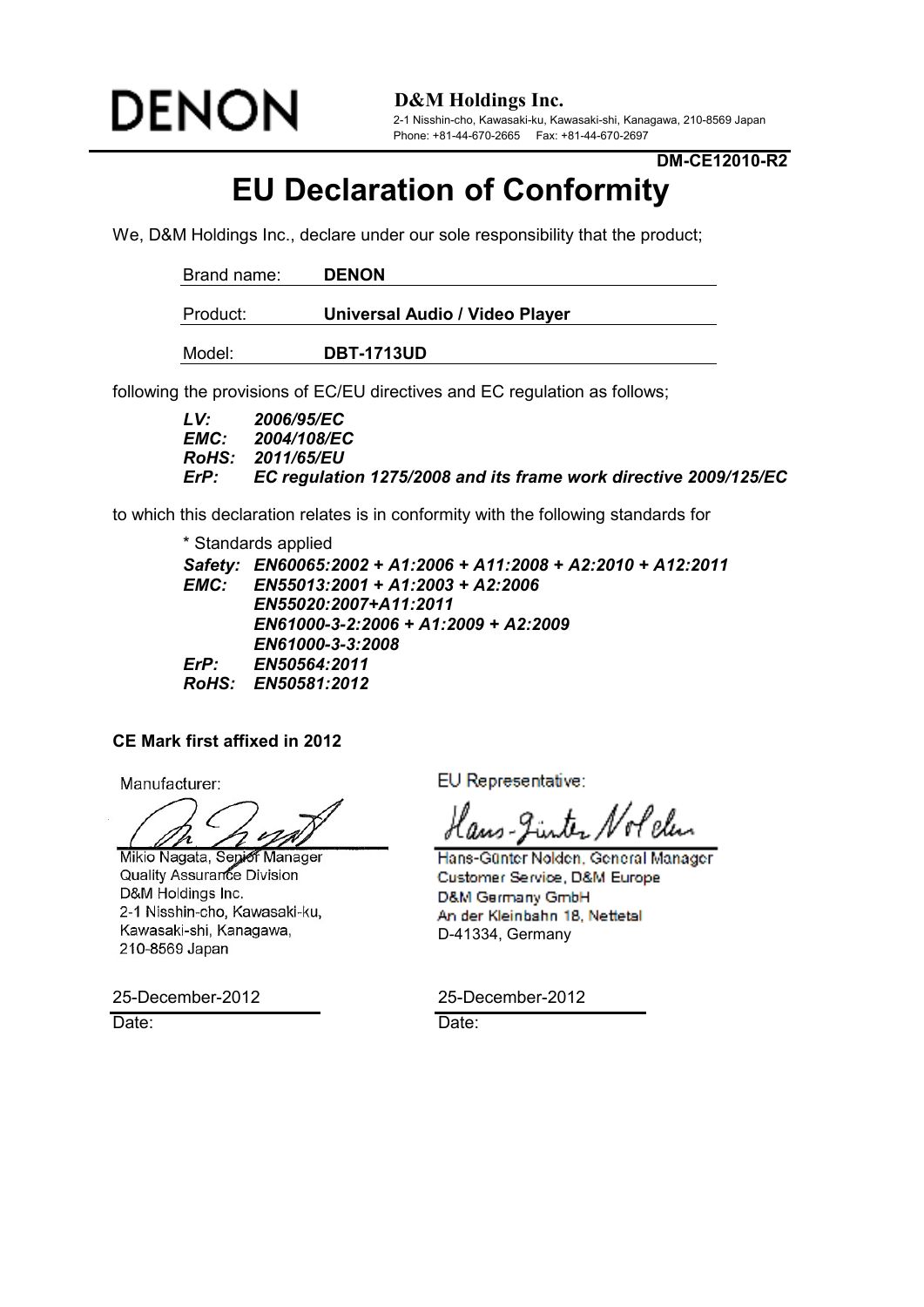DENON

**D&M Holdings Inc.**
2-1 Nisshin-cho, Kawasaki-ku, Kawasaki-shi, Kanagawa, 210-8569 Japan
Phone: +81-44-670-2665 Fax: +81-44-670-2697

**DM-CE12010-R2**

# EU Declaration of Conformity

We, D&M Holdings Inc., declare under our sole responsibility that the product;

| Brand name: | **DENON** |
|---|---|
| Product: | **Universal Audio / Video Player** |
| Model: | **DBT-1713UD** |

following the provisions of EC/EU directives and EC regulation as follows;

***LV:*** ***2006/95/EC***
***EMC:*** ***2004/108/EC***
***RoHS:*** ***2011/65/EU***
***ErP:*** ***EC regulation 1275/2008 and its frame work directive 2009/125/EC***

to which this declaration relates is in conformity with the following standards for

\* Standards applied
***Safety:*** ***EN60065:2002 + A1:2006 + A11:2008 + A2:2010 + A12:2011***
***EMC:*** ***EN55013:2001 + A1:2003 + A2:2006***
***EN55020:2007+A11:2011***
***EN61000-3-2:2006 + A1:2009 + A2:2009***
***EN61000-3-3:2008***
***ErP:*** ***EN50564:2011***
***RoHS:*** ***EN50581:2012***

**CE Mark first affixed in 2012**

Manufacturer:

Mikio Nagata, Senior Manager
Quality Assurance Division
D&M Holdings Inc.
2-1 Nisshin-cho, Kawasaki-ku,
Kawasaki-shi, Kanagawa,
210-8569 Japan

25-December-2012
Date:

EU Representative:

Hans-Günter Nolden, General Manager
Customer Service, D&M Europe
D&M Germany GmbH
An der Kleinbahn 18, Nettetal
D-41334, Germany

25-December-2012
Date: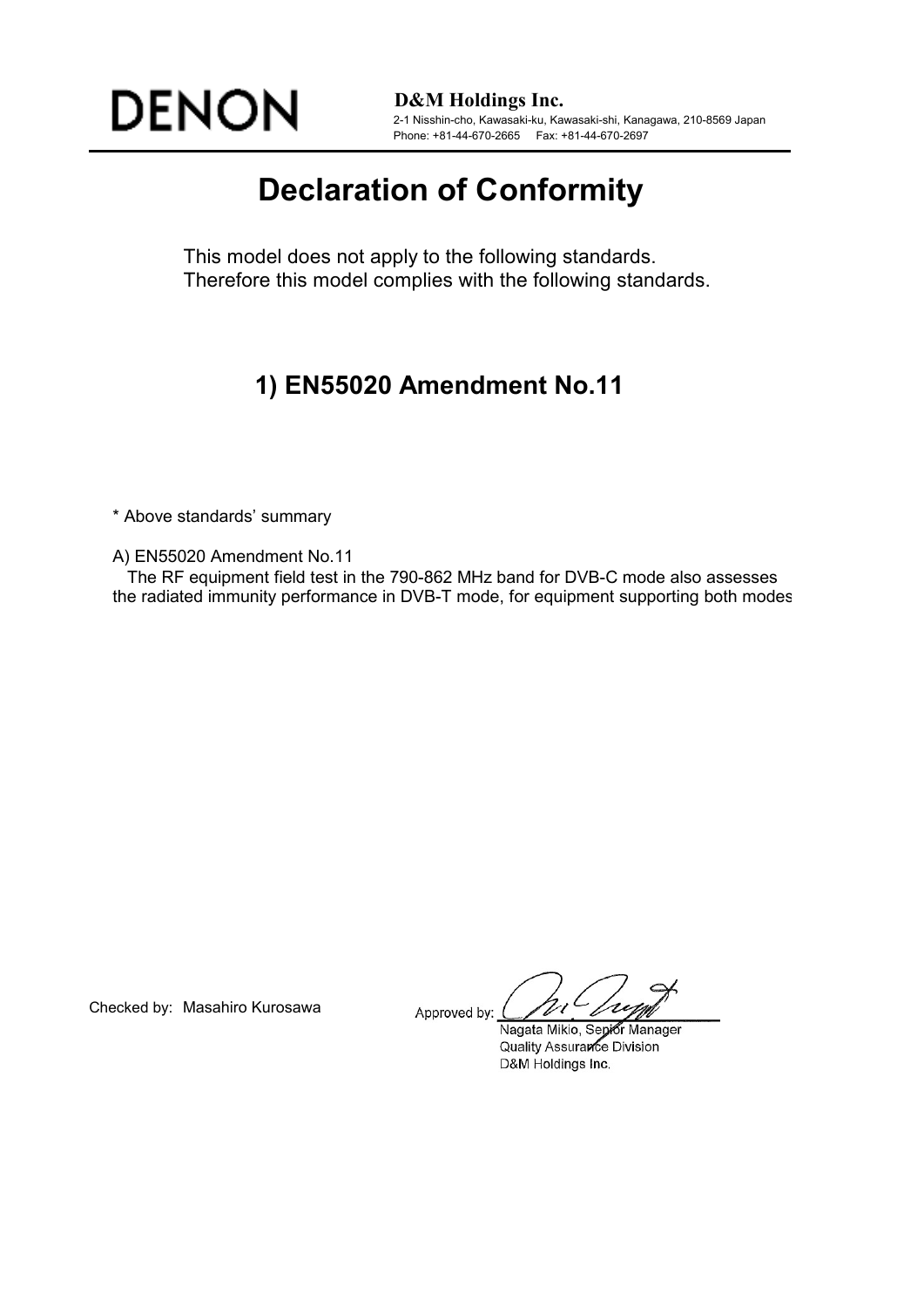DENON

**D&M Holdings Inc.**
2-1 Nisshin-cho, Kawasaki-ku, Kawasaki-shi, Kanagawa, 210-8569 Japan
Phone: +81-44-670-2665 Fax: +81-44-670-2697

# Declaration of Conformity

This model does not apply to the following standards.
Therefore this model complies with the following standards.

## 1) EN55020 Amendment No.11

* Above standards' summary

A) EN55020 Amendment No.11
The RF equipment field test in the 790-862 MHz band for DVB-C mode also assesses the radiated immunity performance in DVB-T mode, for equipment supporting both modes

Checked by: Masahiro Kurosawa

Approved by:
Nagata Mikio, Senior Manager
Quality Assurance Division
D&M Holdings Inc.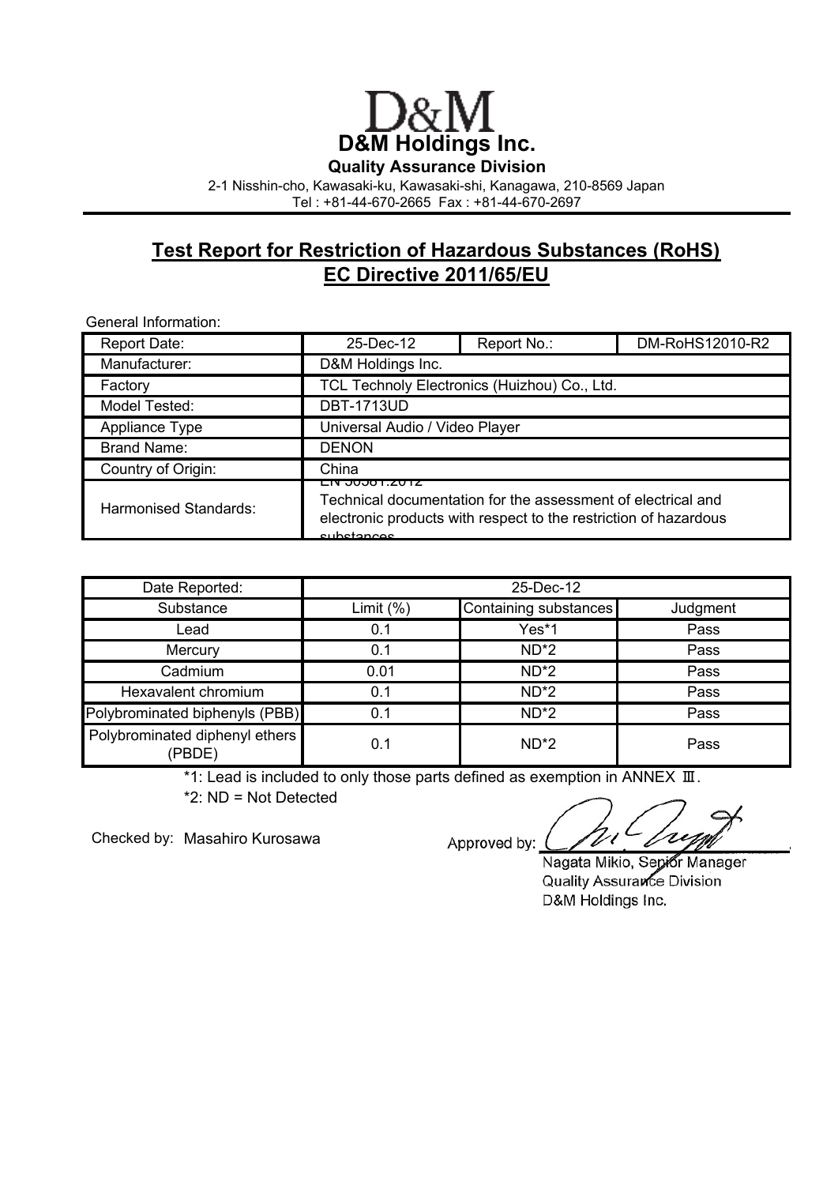# D&M

**D&M Holdings Inc.**

**Quality Assurance Division**

2-1 Nisshin-cho, Kawasaki-ku, Kawasaki-shi, Kanagawa, 210-8569 Japan

Tel : +81-44-670-2665 Fax : +81-44-670-2697

## Test Report for Restriction of Hazardous Substances (RoHS)
## EC Directive 2011/65/EU

General Information:

| | | | |
|---|---|---|---|
| Report Date: | 25-Dec-12 | Report No.: | DM-RoHS12010-R2 |
| Manufacturer: | D&M Holdings Inc. | | |
| Factory | TCL Technoly Electronics (Huizhou) Co., Ltd. | | |
| Model Tested: | DBT-1713UD | | |
| Appliance Type | Universal Audio / Video Player | | |
| Brand Name: | DENON | | |
| Country of Origin: | China | | |
| Harmonised Standards: | EN 50581:2012 Technical documentation for the assessment of electrical and electronic products with respect to the restriction of hazardous substances | | |

| Date Reported: | 25-Dec-12 | | |
|---|---|---|---|
| Substance | Limit (%) | Containing substances | Judgment |
| Lead | 0.1 | Yes*1 | Pass |
| Mercury | 0.1 | ND*2 | Pass |
| Cadmium | 0.01 | ND*2 | Pass |
| Hexavalent chromium | 0.1 | ND*2 | Pass |
| Polybrominated biphenyls (PBB) | 0.1 | ND*2 | Pass |
| Polybrominated diphenyl ethers (PBDE) | 0.1 | ND*2 | Pass |

*1: Lead is included to only those parts defined as exemption in ANNEX Ⅲ.

*2: ND = Not Detected

Checked by: Masahiro Kurosawa

Approved by:

Nagata Mikio, Senior Manager
Quality Assurance Division
D&M Holdings Inc.